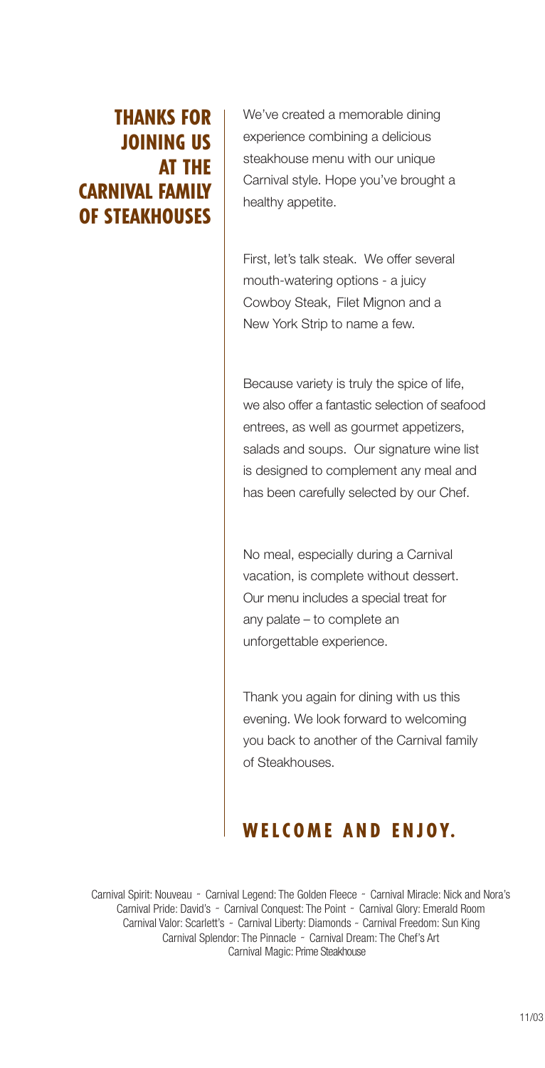# THANKS FOR JOINING US AT THE CARNIVAL FAMILY OF STEAKHOUSES

We've created a memorable dining experience combining a delicious steakhouse menu with our unique Carnival style. Hope you've brought a healthy appetite.

First, let's talk steak. We offer several mouth-watering options - a juicy Cowboy Steak, Filet Mignon and a New York Strip to name a few.

Because variety is truly the spice of life, we also offer a fantastic selection of seafood entrees, as well as gourmet appetizers, salads and soups. Our signature wine list is designed to complement any meal and has been carefully selected by our Chef.

No meal, especially during a Carnival vacation, is complete without dessert. Our menu includes a special treat for any palate – to complete an unforgettable experience.

Thank you again for dining with us this evening. We look forward to welcoming you back to another of the Carnival family of Steakhouses.

## WELCOME AND ENJOY.

Carnival Spirit: Nouveau ~ Carnival Legend: The Golden Fleece ~ Carnival Miracle: Nick and Nora's
Carnival Pride: David's ~ Carnival Conquest: The Point ~ Carnival Glory: Emerald Room
Carnival Valor: Scarlett's ~ Carnival Liberty: Diamonds ~ Carnival Freedom: Sun King
Carnival Splendor: The Pinnacle ~ Carnival Dream: The Chef's Art
Carnival Magic: Prime Steakhouse

11/03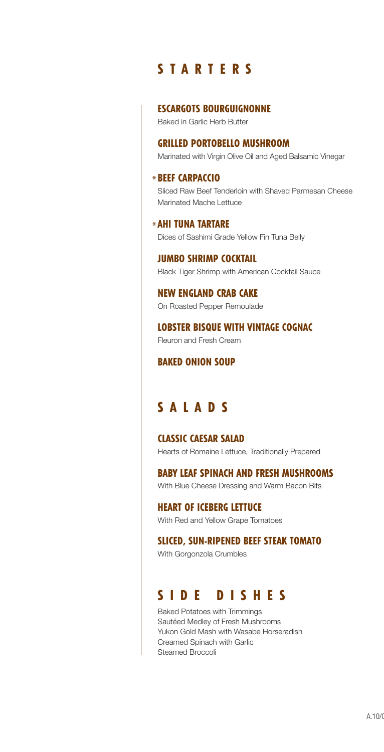# STARTERS

### ESCARGOTS BOURGUIGNONNE
Baked in Garlic Herb Butter

### GRILLED PORTOBELLO MUSHROOM
Marinated with Virgin Olive Oil and Aged Balsamic Vinegar

### *BEEF CARPACCIO
Sliced Raw Beef Tenderloin with Shaved Parmesan Cheese
Marinated Mache Lettuce

### *AHI TUNA TARTARE
Dices of Sashimi Grade Yellow Fin Tuna Belly

### JUMBO SHRIMP COCKTAIL
Black Tiger Shrimp with American Cocktail Sauce

### NEW ENGLAND CRAB CAKE
On Roasted Pepper Remoulade

### LOBSTER BISQUE WITH VINTAGE COGNAC
Fleuron and Fresh Cream

### BAKED ONION SOUP

# SALADS

### CLASSIC CAESAR SALAD
Hearts of Romaine Lettuce, Traditionally Prepared

### BABY LEAF SPINACH AND FRESH MUSHROOMS
With Blue Cheese Dressing and Warm Bacon Bits

### HEART OF ICEBERG LETTUCE
With Red and Yellow Grape Tomatoes

### SLICED, SUN-RIPENED BEEF STEAK TOMATO
With Gorgonzola Crumbles

# SIDE DISHES

Baked Potatoes with Trimmings
Sautéed Medley of Fresh Mushrooms
Yukon Gold Mash with Wasabe Horseradish
Creamed Spinach with Garlic
Steamed Broccoli

A.10/(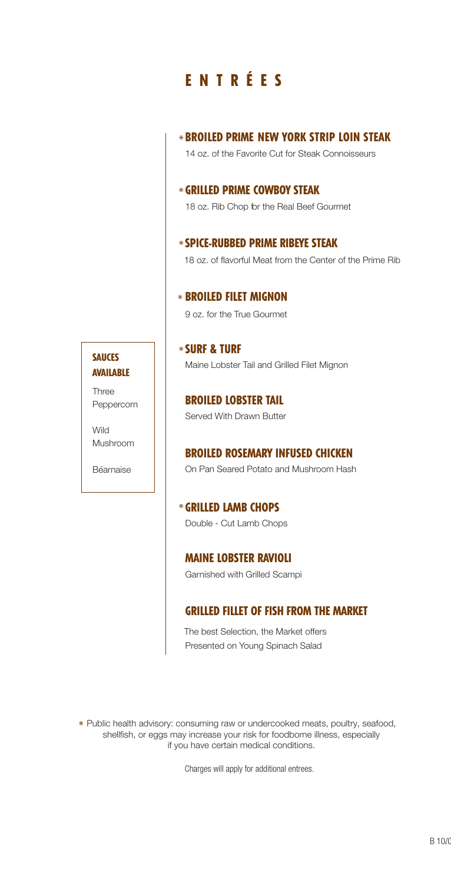# ENTRÉES

## *BROILED PRIME NEW YORK STRIP LOIN STEAK

14 oz. of the Favorite Cut for Steak Connoisseurs

## *GRILLED PRIME COWBOY STEAK

18 oz. Rib Chop for the Real Beef Gourmet

## *SPICE-RUBBED PRIME RIBEYE STEAK

18 oz. of flavorful Meat from the Center of the Prime Rib

## *BROILED FILET MIGNON

9 oz. for the True Gourmet

## *SURF & TURF

Maine Lobster Tail and Grilled Filet Mignon

## BROILED LOBSTER TAIL

Served With Drawn Butter

## BROILED ROSEMARY INFUSED CHICKEN

On Pan Seared Potato and Mushroom Hash

## *GRILLED LAMB CHOPS

Double - Cut Lamb Chops

## MAINE LOBSTER RAVIOLI

Garnished with Grilled Scampi

## GRILLED FILLET OF FISH FROM THE MARKET

The best Selection, the Market offers
Presented on Young Spinach Salad

### SAUCES AVAILABLE

Three Peppercorn

Wild Mushroom

Béarnaise

* Public health advisory: consuming raw or undercooked meats, poultry, seafood, shellfish, or eggs may increase your risk for foodborne illness, especially if you have certain medical conditions.

Charges will apply for additional entrees.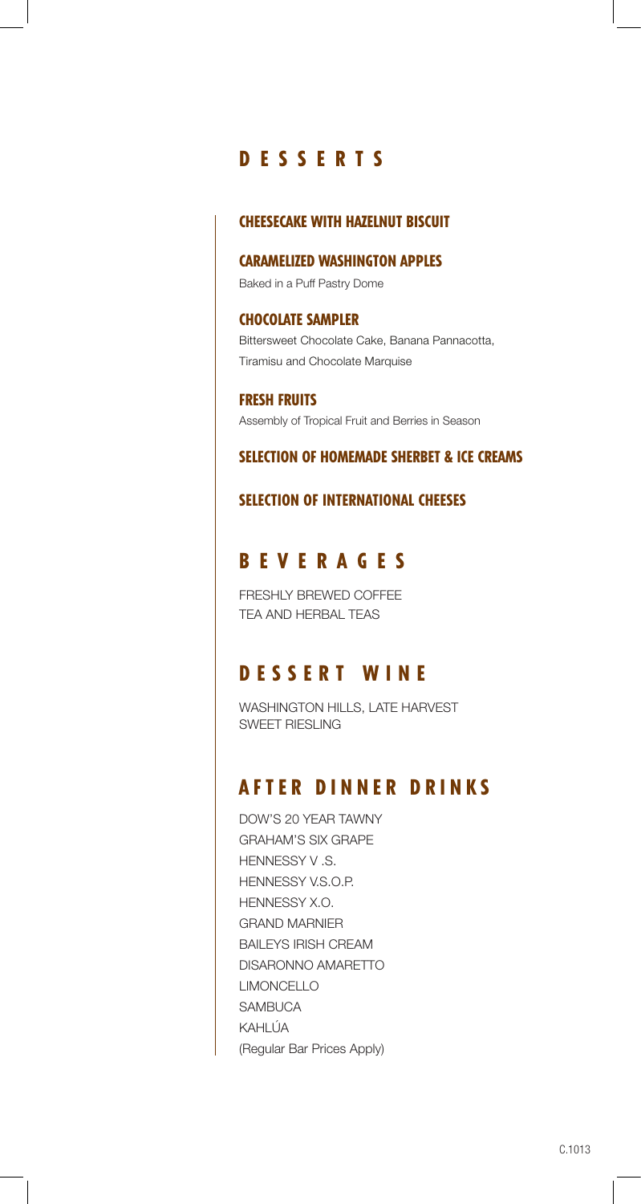# DESSERTS

### CHEESECAKE WITH HAZELNUT BISCUIT

### CARAMELIZED WASHINGTON APPLES

Baked in a Puff Pastry Dome

### CHOCOLATE SAMPLER

Bittersweet Chocolate Cake, Banana Pannacotta, Tiramisu and Chocolate Marquise

### FRESH FRUITS

Assembly of Tropical Fruit and Berries in Season

### SELECTION OF HOMEMADE SHERBET & ICE CREAMS

### SELECTION OF INTERNATIONAL CHEESES

# BEVERAGES

FRESHLY BREWED COFFEE
TEA AND HERBAL TEAS

# DESSERT WINE

WASHINGTON HILLS, LATE HARVEST
SWEET RIESLING

# AFTER DINNER DRINKS

DOW'S 20 YEAR TAWNY
GRAHAM'S SIX GRAPE
HENNESSY V .S.
HENNESSY V.S.O.P.
HENNESSY X.O.
GRAND MARNIER
BAILEYS IRISH CREAM
DISARONNO AMARETTO
LIMONCELLO
SAMBUCA
KAHLÚA
(Regular Bar Prices Apply)

C.1013